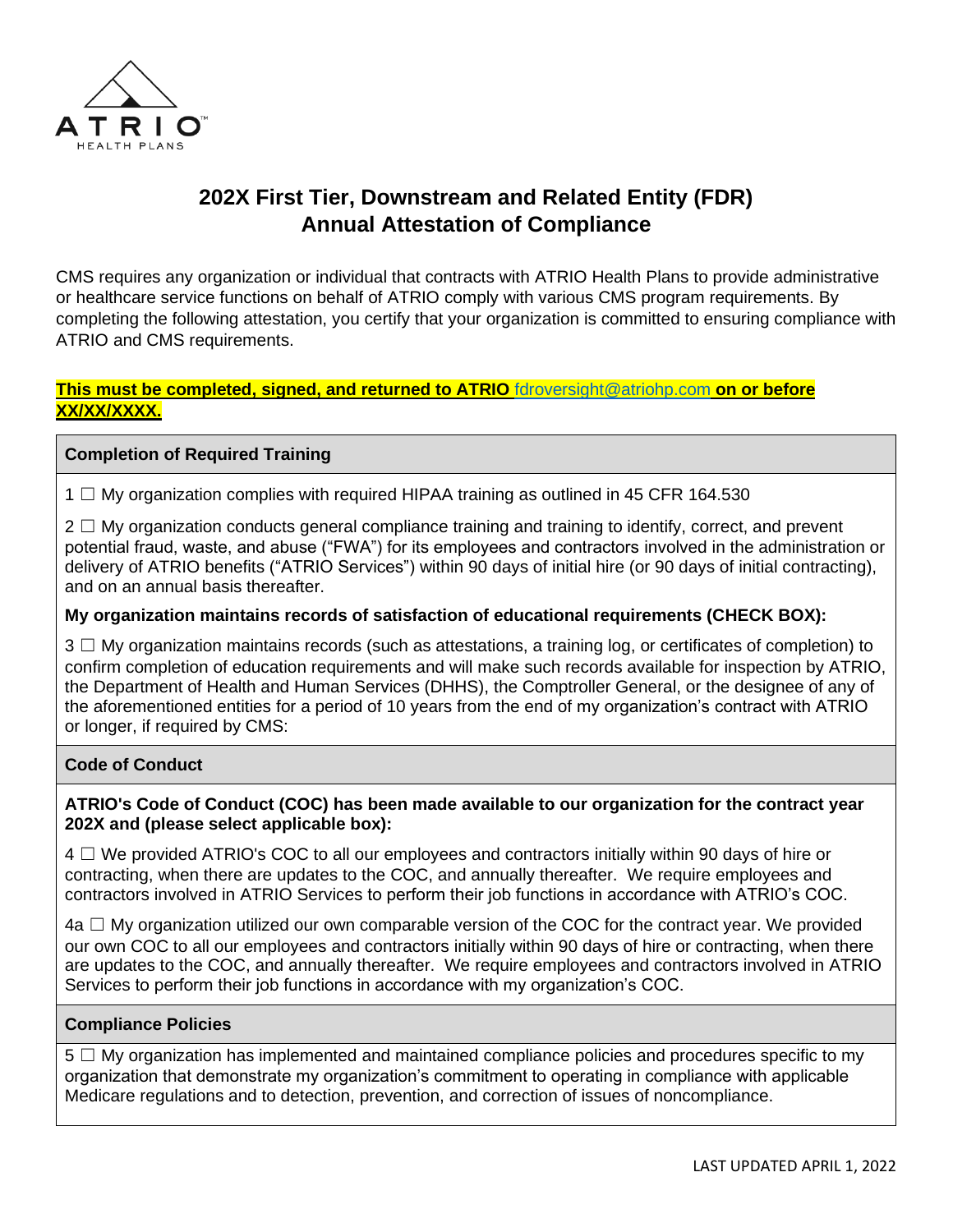ATRIO HEALTH PLANS

# 202X First Tier, Downstream and Related Entity (FDR) Annual Attestation of Compliance

CMS requires any organization or individual that contracts with ATRIO Health Plans to provide administrative or healthcare service functions on behalf of ATRIO comply with various CMS program requirements. By completing the following attestation, you certify that your organization is committed to ensuring compliance with ATRIO and CMS requirements.

**This must be completed, signed, and returned to ATRIO fdroversight@atriohp.com on or before XX/XX/XXXX.**

### Completion of Required Training

1 ☐ My organization complies with required HIPAA training as outlined in 45 CFR 164.530

2 ☐ My organization conducts general compliance training and training to identify, correct, and prevent potential fraud, waste, and abuse ("FWA") for its employees and contractors involved in the administration or delivery of ATRIO benefits ("ATRIO Services") within 90 days of initial hire (or 90 days of initial contracting), and on an annual basis thereafter.

**My organization maintains records of satisfaction of educational requirements (CHECK BOX):**

3 ☐ My organization maintains records (such as attestations, a training log, or certificates of completion) to confirm completion of education requirements and will make such records available for inspection by ATRIO, the Department of Health and Human Services (DHHS), the Comptroller General, or the designee of any of the aforementioned entities for a period of 10 years from the end of my organization's contract with ATRIO or longer, if required by CMS:

### Code of Conduct

**ATRIO's Code of Conduct (COC) has been made available to our organization for the contract year 202X and (please select applicable box):**

4 ☐ We provided ATRIO's COC to all our employees and contractors initially within 90 days of hire or contracting, when there are updates to the COC, and annually thereafter. We require employees and contractors involved in ATRIO Services to perform their job functions in accordance with ATRIO's COC.

4a ☐ My organization utilized our own comparable version of the COC for the contract year. We provided our own COC to all our employees and contractors initially within 90 days of hire or contracting, when there are updates to the COC, and annually thereafter. We require employees and contractors involved in ATRIO Services to perform their job functions in accordance with my organization's COC.

### Compliance Policies

5 ☐ My organization has implemented and maintained compliance policies and procedures specific to my organization that demonstrate my organization's commitment to operating in compliance with applicable Medicare regulations and to detection, prevention, and correction of issues of noncompliance.

LAST UPDATED APRIL 1, 2022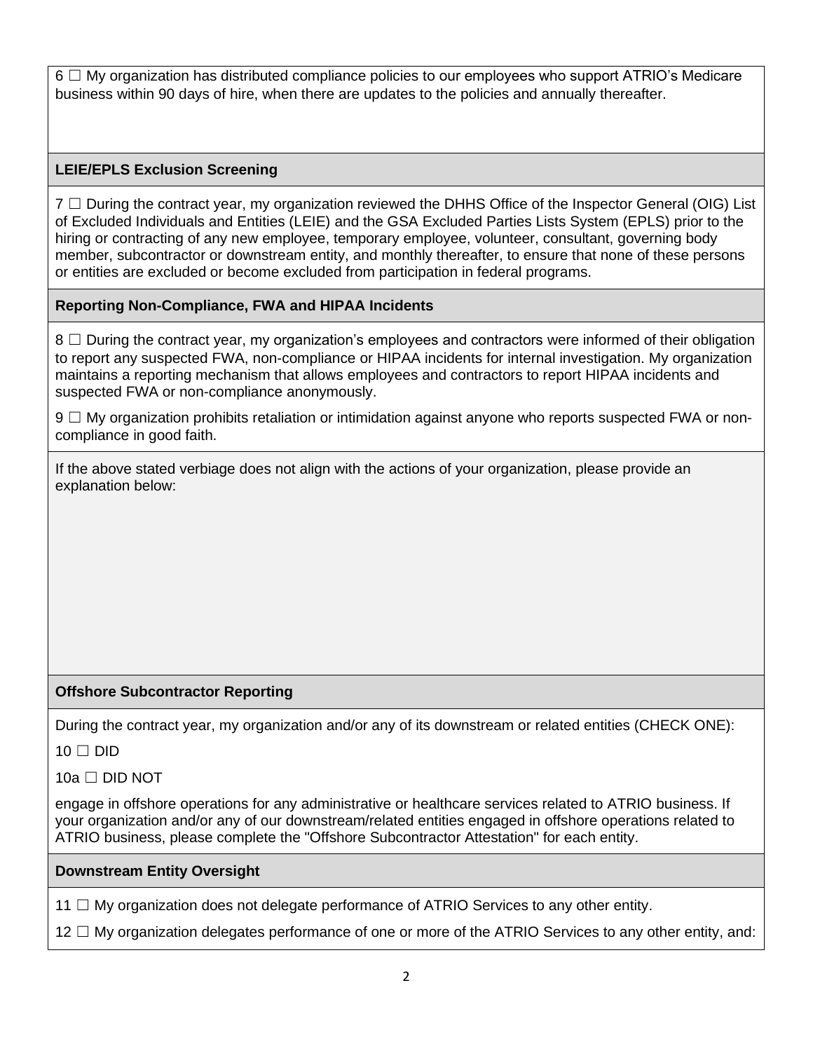6 ☐ My organization has distributed compliance policies to our employees who support ATRIO's Medicare business within 90 days of hire, when there are updates to the policies and annually thereafter.

**LEIE/EPLS Exclusion Screening**

7 ☐ During the contract year, my organization reviewed the DHHS Office of the Inspector General (OIG) List of Excluded Individuals and Entities (LEIE) and the GSA Excluded Parties Lists System (EPLS) prior to the hiring or contracting of any new employee, temporary employee, volunteer, consultant, governing body member, subcontractor or downstream entity, and monthly thereafter, to ensure that none of these persons or entities are excluded or become excluded from participation in federal programs.

**Reporting Non-Compliance, FWA and HIPAA Incidents**

8 ☐ During the contract year, my organization's employees and contractors were informed of their obligation to report any suspected FWA, non-compliance or HIPAA incidents for internal investigation. My organization maintains a reporting mechanism that allows employees and contractors to report HIPAA incidents and suspected FWA or non-compliance anonymously.

9 ☐ My organization prohibits retaliation or intimidation against anyone who reports suspected FWA or non-compliance in good faith.

If the above stated verbiage does not align with the actions of your organization, please provide an explanation below:

**Offshore Subcontractor Reporting**

During the contract year, my organization and/or any of its downstream or related entities (CHECK ONE):

10 ☐ DID

10a ☐ DID NOT

engage in offshore operations for any administrative or healthcare services related to ATRIO business. If your organization and/or any of our downstream/related entities engaged in offshore operations related to ATRIO business, please complete the "Offshore Subcontractor Attestation" for each entity.

**Downstream Entity Oversight**

11 ☐ My organization does not delegate performance of ATRIO Services to any other entity.

12 ☐ My organization delegates performance of one or more of the ATRIO Services to any other entity, and: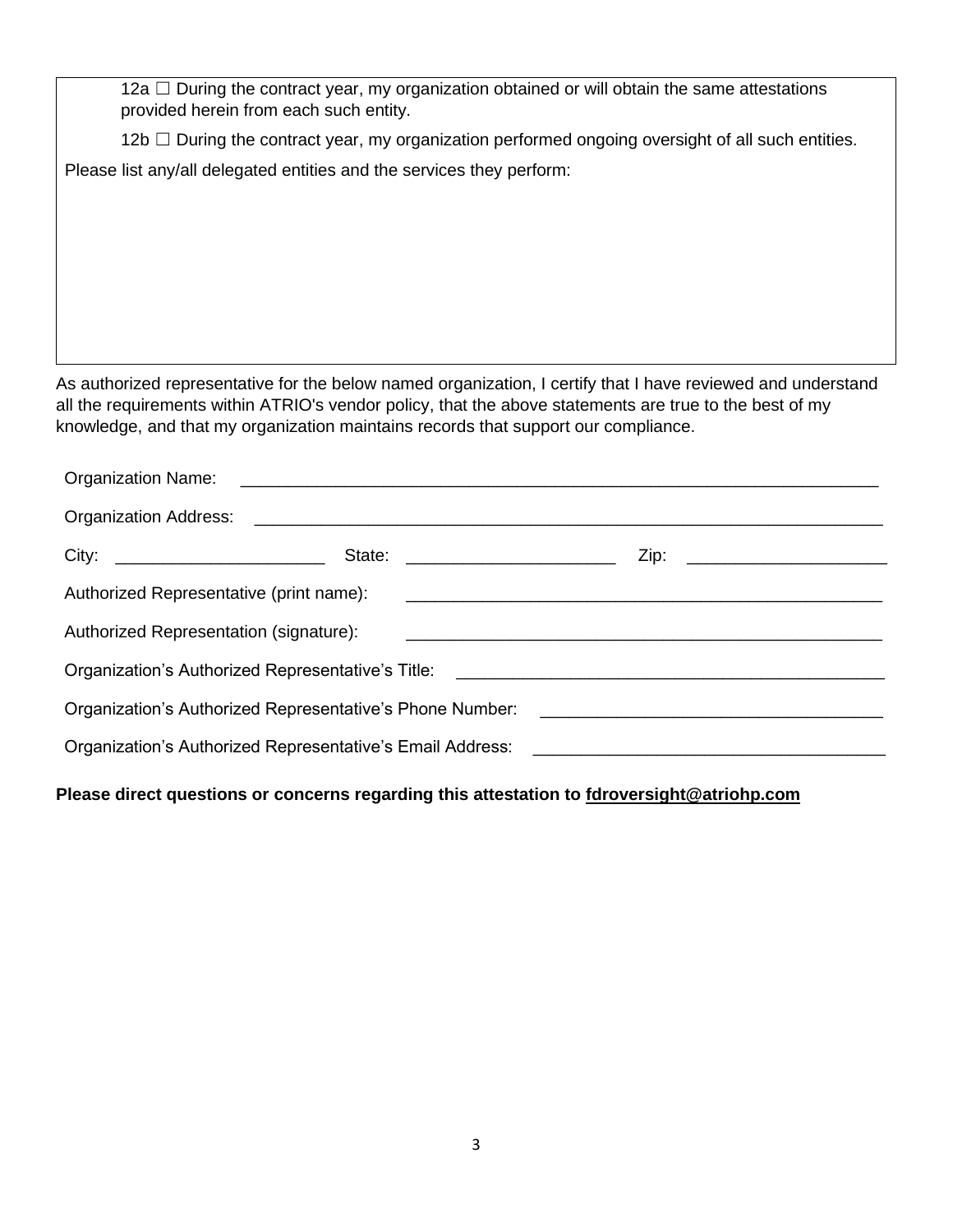12a ☐ During the contract year, my organization obtained or will obtain the same attestations provided herein from each such entity.

12b ☐ During the contract year, my organization performed ongoing oversight of all such entities.

Please list any/all delegated entities and the services they perform:

As authorized representative for the below named organization, I certify that I have reviewed and understand all the requirements within ATRIO's vendor policy, that the above statements are true to the best of my knowledge, and that my organization maintains records that support our compliance.

Organization Name: ______________________________________________________________________

Organization Address: ____________________________________________________________________

City: ______________________ State: ______________________ Zip: _____________________

Authorized Representative (print name): ____________________________________________________

Authorized Representation (signature): ____________________________________________________

Organization's Authorized Representative's Title: _____________________________________________

Organization's Authorized Representative's Phone Number: ____________________________________

Organization's Authorized Representative's Email Address: ____________________________________

**Please direct questions or concerns regarding this attestation to fdroversight@atriohp.com**